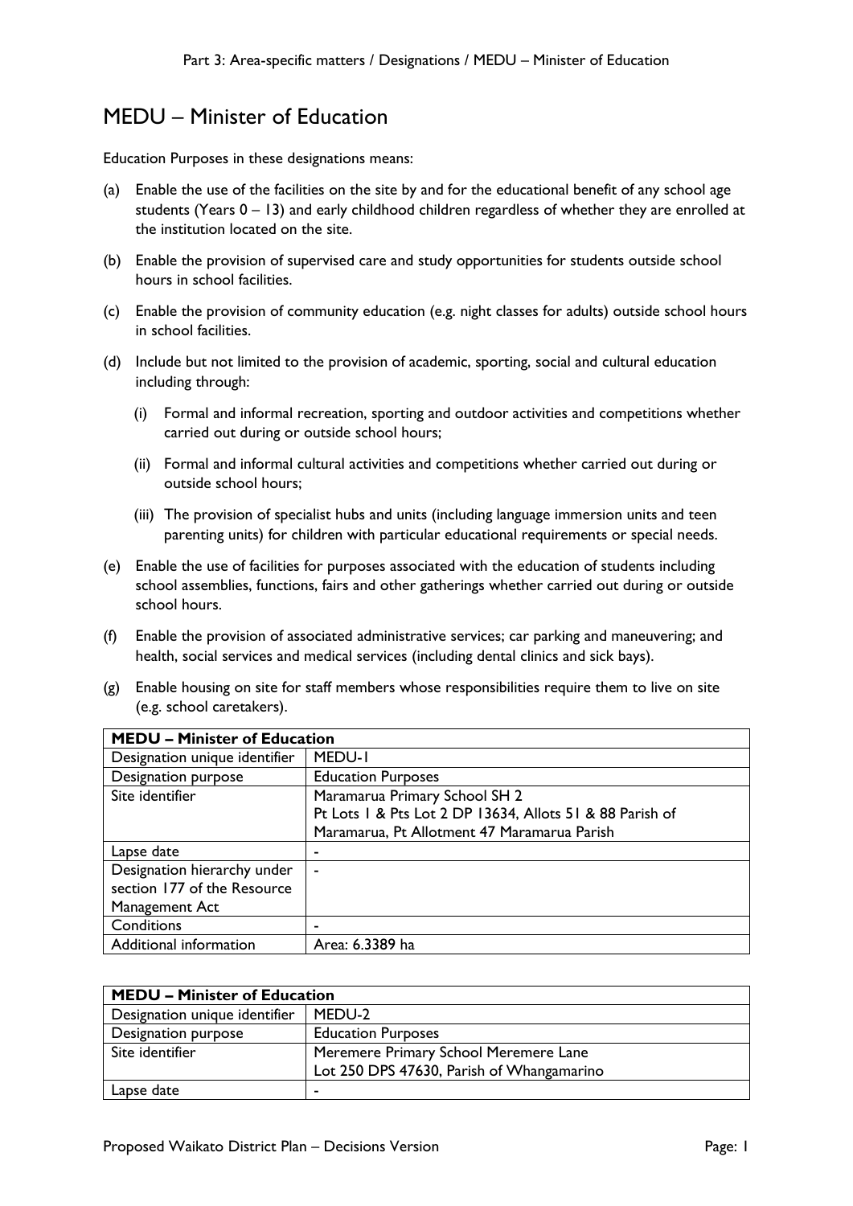# MEDU – Minister of Education

Education Purposes in these designations means:

(a) Enable the use of the facilities on the site by and for the educational benefit of any school age students (Years 0 – 13) and early childhood children regardless of whether they are enrolled at the institution located on the site.

(b) Enable the provision of supervised care and study opportunities for students outside school hours in school facilities.

(c) Enable the provision of community education (e.g. night classes for adults) outside school hours in school facilities.

(d) Include but not limited to the provision of academic, sporting, social and cultural education including through:

   (i) Formal and informal recreation, sporting and outdoor activities and competitions whether carried out during or outside school hours;

   (ii) Formal and informal cultural activities and competitions whether carried out during or outside school hours;

   (iii) The provision of specialist hubs and units (including language immersion units and teen parenting units) for children with particular educational requirements or special needs.

(e) Enable the use of facilities for purposes associated with the education of students including school assemblies, functions, fairs and other gatherings whether carried out during or outside school hours.

(f) Enable the provision of associated administrative services; car parking and maneuvering; and health, social services and medical services (including dental clinics and sick bays).

(g) Enable housing on site for staff members whose responsibilities require them to live on site (e.g. school caretakers).

| **MEDU – Minister of Education** | |
|---|---|
| Designation unique identifier | MEDU-1 |
| Designation purpose | Education Purposes |
| Site identifier | Maramarua Primary School SH 2<br>Pt Lots 1 & Pts Lot 2 DP 13634, Allots 51 & 88 Parish of Maramarua, Pt Allotment 47 Maramarua Parish |
| Lapse date | - |
| Designation hierarchy under section 177 of the Resource Management Act | - |
| Conditions | - |
| Additional information | Area: 6.3389 ha |

| **MEDU – Minister of Education** | |
|---|---|
| Designation unique identifier | MEDU-2 |
| Designation purpose | Education Purposes |
| Site identifier | Meremere Primary School Meremere Lane<br>Lot 250 DPS 47630, Parish of Whangamarino |
| Lapse date | - |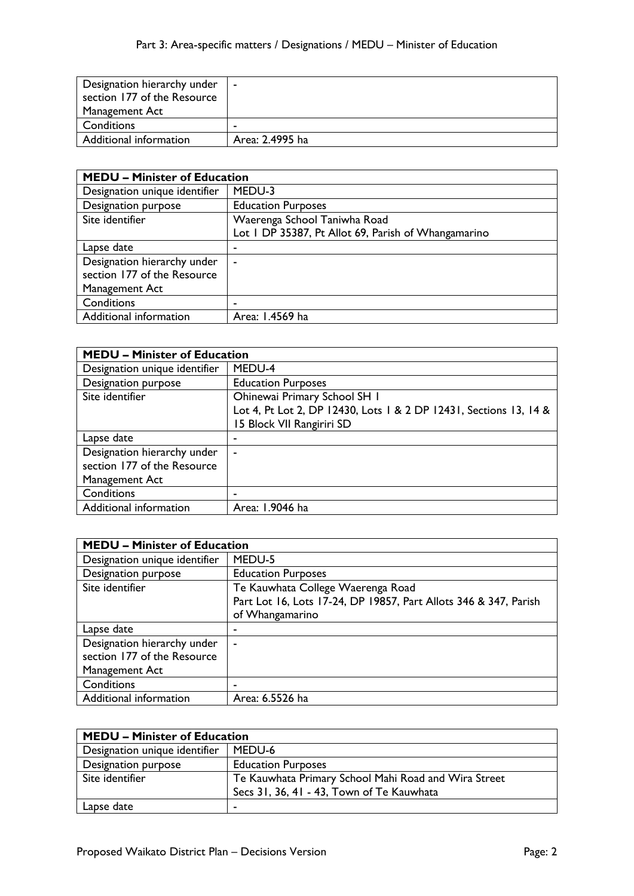| Designation hierarchy under section 177 of the Resource Management Act | - |
|---|---|
| Conditions | - |
| Additional information | Area: 2.4995 ha |

| MEDU – Minister of Education | |
|---|---|
| Designation unique identifier | MEDU-3 |
| Designation purpose | Education Purposes |
| Site identifier | Waerenga School Taniwha Road<br>Lot 1 DP 35387, Pt Allot 69, Parish of Whangamarino |
| Lapse date | - |
| Designation hierarchy under section 177 of the Resource Management Act | - |
| Conditions | - |
| Additional information | Area: 1.4569 ha |

| MEDU – Minister of Education | |
|---|---|
| Designation unique identifier | MEDU-4 |
| Designation purpose | Education Purposes |
| Site identifier | Ohinewai Primary School SH 1<br>Lot 4, Pt Lot 2, DP 12430, Lots 1 & 2 DP 12431, Sections 13, 14 & 15 Block VII Rangiriri SD |
| Lapse date | - |
| Designation hierarchy under section 177 of the Resource Management Act | - |
| Conditions | - |
| Additional information | Area: 1.9046 ha |

| MEDU – Minister of Education | |
|---|---|
| Designation unique identifier | MEDU-5 |
| Designation purpose | Education Purposes |
| Site identifier | Te Kauwhata College Waerenga Road<br>Part Lot 16, Lots 17-24, DP 19857, Part Allots 346 & 347, Parish of Whangamarino |
| Lapse date | - |
| Designation hierarchy under section 177 of the Resource Management Act | - |
| Conditions | - |
| Additional information | Area: 6.5526 ha |

| MEDU – Minister of Education | |
|---|---|
| Designation unique identifier | MEDU-6 |
| Designation purpose | Education Purposes |
| Site identifier | Te Kauwhata Primary School Mahi Road and Wira Street<br>Secs 31, 36, 41 - 43, Town of Te Kauwhata |
| Lapse date | - |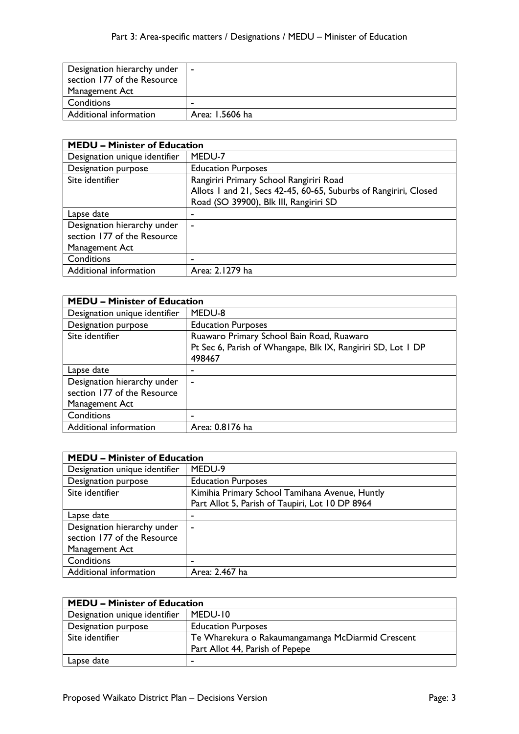| Designation hierarchy under section 177 of the Resource Management Act | - |
|---|---|
| Conditions | - |
| Additional information | Area: 1.5606 ha |

| MEDU – Minister of Education | |
|---|---|
| Designation unique identifier | MEDU-7 |
| Designation purpose | Education Purposes |
| Site identifier | Rangiriri Primary School Rangiriri Road<br>Allots 1 and 21, Secs 42-45, 60-65, Suburbs of Rangiriri, Closed Road (SO 39900), Blk III, Rangiriri SD |
| Lapse date | - |
| Designation hierarchy under section 177 of the Resource Management Act | - |
| Conditions | - |
| Additional information | Area: 2.1279 ha |

| MEDU – Minister of Education | |
|---|---|
| Designation unique identifier | MEDU-8 |
| Designation purpose | Education Purposes |
| Site identifier | Ruawaro Primary School Bain Road, Ruawaro<br>Pt Sec 6, Parish of Whangape, Blk IX, Rangiriri SD, Lot 1 DP 498467 |
| Lapse date | - |
| Designation hierarchy under section 177 of the Resource Management Act | - |
| Conditions | - |
| Additional information | Area: 0.8176 ha |

| MEDU – Minister of Education | |
|---|---|
| Designation unique identifier | MEDU-9 |
| Designation purpose | Education Purposes |
| Site identifier | Kimihia Primary School Tamihana Avenue, Huntly<br>Part Allot 5, Parish of Taupiri, Lot 10 DP 8964 |
| Lapse date | - |
| Designation hierarchy under section 177 of the Resource Management Act | - |
| Conditions | - |
| Additional information | Area: 2.467 ha |

| MEDU – Minister of Education | |
|---|---|
| Designation unique identifier | MEDU-10 |
| Designation purpose | Education Purposes |
| Site identifier | Te Wharekura o Rakaumangamanga McDiarmid Crescent<br>Part Allot 44, Parish of Pepepe |
| Lapse date | - |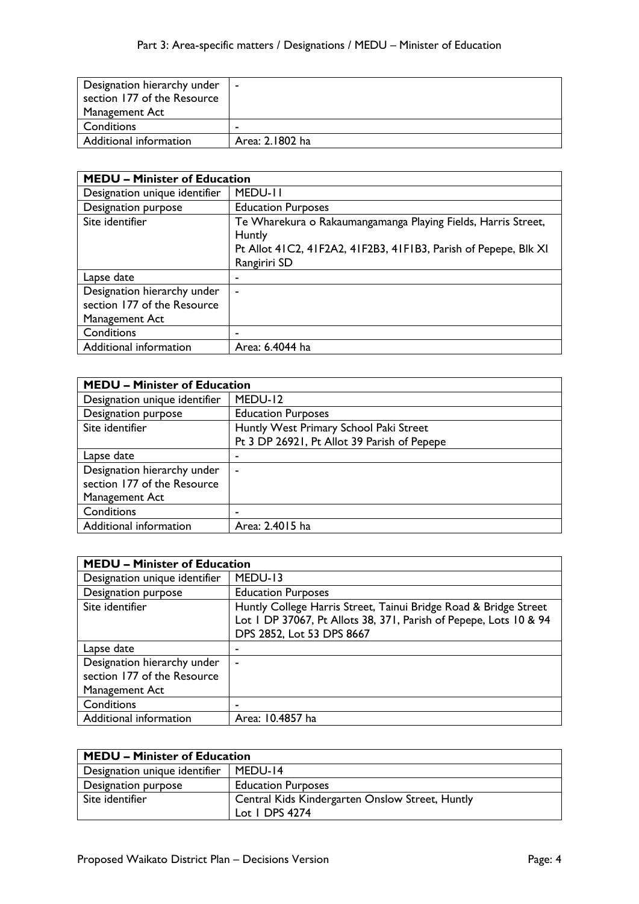| Designation hierarchy under section 177 of the Resource Management Act | - |
|---|---|
| Conditions | - |
| Additional information | Area: 2.1802 ha |

| MEDU – Minister of Education | |
|---|---|
| Designation unique identifier | MEDU-11 |
| Designation purpose | Education Purposes |
| Site identifier | Te Wharekura o Rakaumangamanga Playing Fields, Harris Street, Huntly<br>Pt Allot 41C2, 41F2A2, 41F2B3, 41F1B3, Parish of Pepepe, Blk XI Rangiriri SD |
| Lapse date | - |
| Designation hierarchy under section 177 of the Resource Management Act | - |
| Conditions | - |
| Additional information | Area: 6.4044 ha |

| MEDU – Minister of Education | |
|---|---|
| Designation unique identifier | MEDU-12 |
| Designation purpose | Education Purposes |
| Site identifier | Huntly West Primary School Paki Street<br>Pt 3 DP 26921, Pt Allot 39 Parish of Pepepe |
| Lapse date | - |
| Designation hierarchy under section 177 of the Resource Management Act | - |
| Conditions | - |
| Additional information | Area: 2.4015 ha |

| MEDU – Minister of Education | |
|---|---|
| Designation unique identifier | MEDU-13 |
| Designation purpose | Education Purposes |
| Site identifier | Huntly College Harris Street, Tainui Bridge Road & Bridge Street<br>Lot 1 DP 37067, Pt Allots 38, 371, Parish of Pepepe, Lots 10 & 94 DPS 2852, Lot 53 DPS 8667 |
| Lapse date | - |
| Designation hierarchy under section 177 of the Resource Management Act | - |
| Conditions | - |
| Additional information | Area: 10.4857 ha |

| MEDU – Minister of Education | |
|---|---|
| Designation unique identifier | MEDU-14 |
| Designation purpose | Education Purposes |
| Site identifier | Central Kids Kindergarten Onslow Street, Huntly<br>Lot 1 DPS 4274 |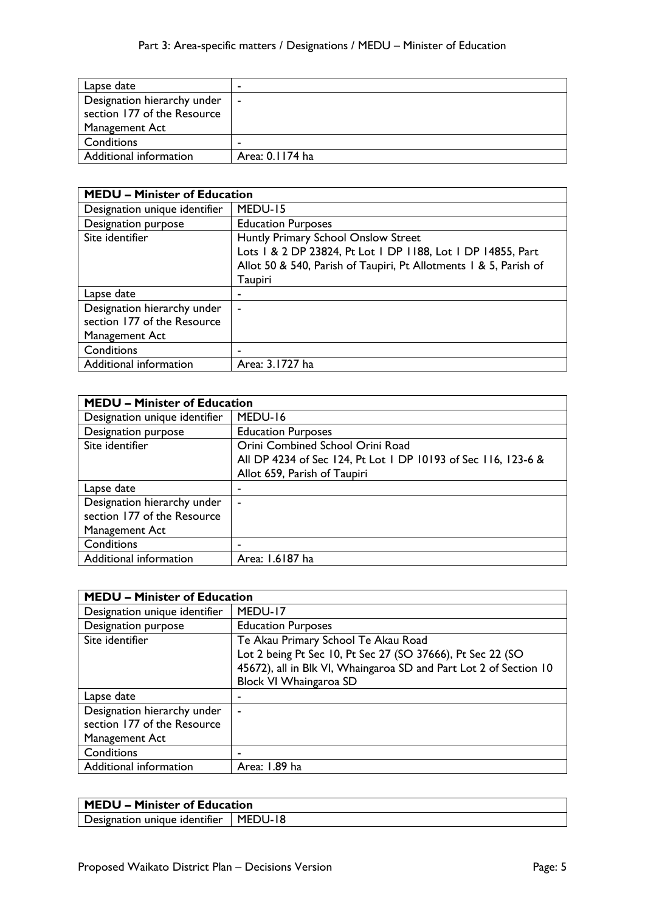| Lapse date | - |
|---|---|
| Designation hierarchy under section 177 of the Resource Management Act | - |
| Conditions | - |
| Additional information | Area: 0.1174 ha |

| **MEDU – Minister of Education** | |
|---|---|
| Designation unique identifier | MEDU-15 |
| Designation purpose | Education Purposes |
| Site identifier | Huntly Primary School Onslow Street<br>Lots 1 & 2 DP 23824, Pt Lot 1 DP 1188, Lot 1 DP 14855, Part Allot 50 & 540, Parish of Taupiri, Pt Allotments 1 & 5, Parish of Taupiri |
| Lapse date | - |
| Designation hierarchy under section 177 of the Resource Management Act | - |
| Conditions | - |
| Additional information | Area: 3.1727 ha |

| **MEDU – Minister of Education** | |
|---|---|
| Designation unique identifier | MEDU-16 |
| Designation purpose | Education Purposes |
| Site identifier | Orini Combined School Orini Road<br>All DP 4234 of Sec 124, Pt Lot 1 DP 10193 of Sec 116, 123-6 & Allot 659, Parish of Taupiri |
| Lapse date | - |
| Designation hierarchy under section 177 of the Resource Management Act | - |
| Conditions | - |
| Additional information | Area: 1.6187 ha |

| **MEDU – Minister of Education** | |
|---|---|
| Designation unique identifier | MEDU-17 |
| Designation purpose | Education Purposes |
| Site identifier | Te Akau Primary School Te Akau Road<br>Lot 2 being Pt Sec 10, Pt Sec 27 (SO 37666), Pt Sec 22 (SO 45672), all in Blk VI, Whaingaroa SD and Part Lot 2 of Section 10 Block VI Whaingaroa SD |
| Lapse date | - |
| Designation hierarchy under section 177 of the Resource Management Act | - |
| Conditions | - |
| Additional information | Area: 1.89 ha |

| **MEDU – Minister of Education** | |
|---|---|
| Designation unique identifier | MEDU-18 |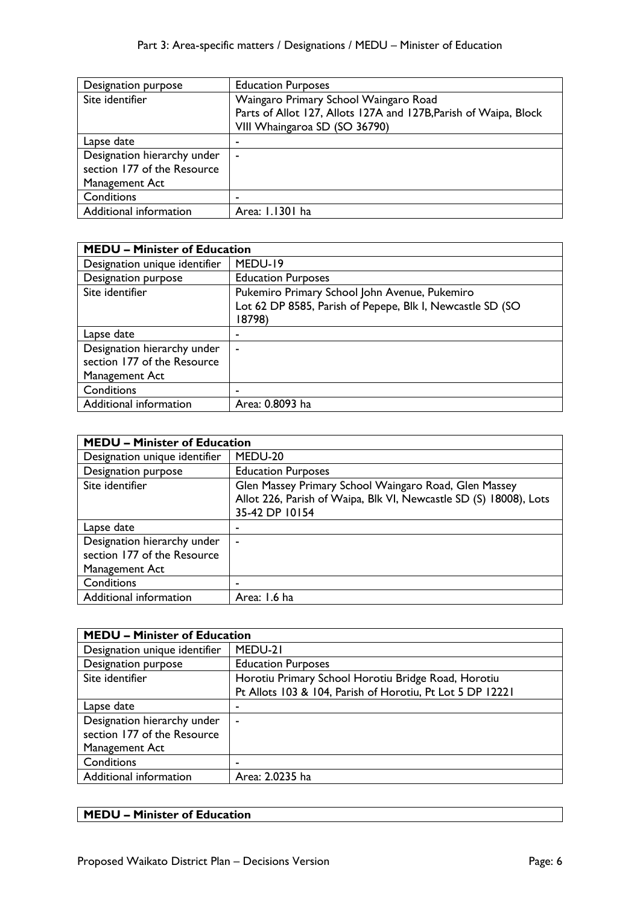| Designation purpose | Education Purposes |
|---|---|
| Site identifier | Waingaro Primary School Waingaro Road<br>Parts of Allot 127, Allots 127A and 127B,Parish of Waipa, Block VIII Whaingaroa SD (SO 36790) |
| Lapse date | - |
| Designation hierarchy under section 177 of the Resource Management Act | - |
| Conditions | - |
| Additional information | Area: 1.1301 ha |

| **MEDU – Minister of Education** | |
|---|---|
| Designation unique identifier | MEDU-19 |
| Designation purpose | Education Purposes |
| Site identifier | Pukemiro Primary School John Avenue, Pukemiro<br>Lot 62 DP 8585, Parish of Pepepe, Blk I, Newcastle SD (SO 18798) |
| Lapse date | - |
| Designation hierarchy under section 177 of the Resource Management Act | - |
| Conditions | - |
| Additional information | Area: 0.8093 ha |

| **MEDU – Minister of Education** | |
|---|---|
| Designation unique identifier | MEDU-20 |
| Designation purpose | Education Purposes |
| Site identifier | Glen Massey Primary School Waingaro Road, Glen Massey<br>Allot 226, Parish of Waipa, Blk VI, Newcastle SD (S) 18008), Lots 35-42 DP 10154 |
| Lapse date | - |
| Designation hierarchy under section 177 of the Resource Management Act | - |
| Conditions | - |
| Additional information | Area: 1.6 ha |

| **MEDU – Minister of Education** | |
|---|---|
| Designation unique identifier | MEDU-21 |
| Designation purpose | Education Purposes |
| Site identifier | Horotiu Primary School Horotiu Bridge Road, Horotiu<br>Pt Allots 103 & 104, Parish of Horotiu, Pt Lot 5 DP 12221 |
| Lapse date | - |
| Designation hierarchy under section 177 of the Resource Management Act | - |
| Conditions | - |
| Additional information | Area: 2.0235 ha |

| **MEDU – Minister of Education** | |
|---|---|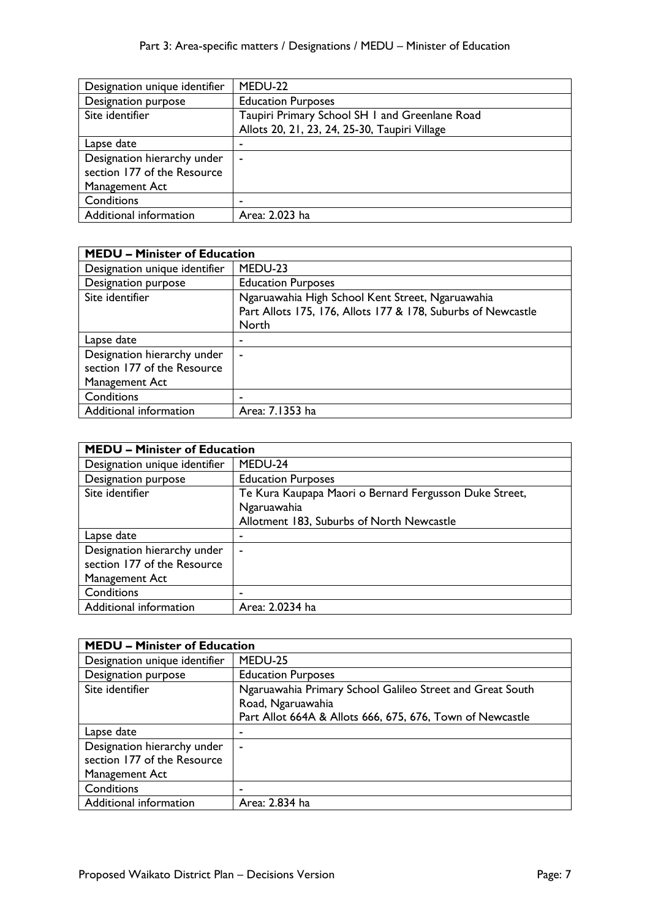| Designation unique identifier | MEDU-22 |
| --- | --- |
| Designation purpose | Education Purposes |
| Site identifier | Taupiri Primary School SH 1 and Greenlane Road<br>Allots 20, 21, 23, 24, 25-30, Taupiri Village |
| Lapse date | - |
| Designation hierarchy under section 177 of the Resource Management Act | - |
| Conditions | - |
| Additional information | Area: 2.023 ha |

| **MEDU – Minister of Education** | |
| --- | --- |
| Designation unique identifier | MEDU-23 |
| Designation purpose | Education Purposes |
| Site identifier | Ngaruawahia High School Kent Street, Ngaruawahia<br>Part Allots 175, 176, Allots 177 & 178, Suburbs of Newcastle North |
| Lapse date | - |
| Designation hierarchy under section 177 of the Resource Management Act | - |
| Conditions | - |
| Additional information | Area: 7.1353 ha |

| **MEDU – Minister of Education** | |
| --- | --- |
| Designation unique identifier | MEDU-24 |
| Designation purpose | Education Purposes |
| Site identifier | Te Kura Kaupapa Maori o Bernard Fergusson Duke Street, Ngaruawahia<br>Allotment 183, Suburbs of North Newcastle |
| Lapse date | - |
| Designation hierarchy under section 177 of the Resource Management Act | - |
| Conditions | - |
| Additional information | Area: 2.0234 ha |

| **MEDU – Minister of Education** | |
| --- | --- |
| Designation unique identifier | MEDU-25 |
| Designation purpose | Education Purposes |
| Site identifier | Ngaruawahia Primary School Galileo Street and Great South Road, Ngaruawahia<br>Part Allot 664A & Allots 666, 675, 676, Town of Newcastle |
| Lapse date | - |
| Designation hierarchy under section 177 of the Resource Management Act | - |
| Conditions | - |
| Additional information | Area: 2.834 ha |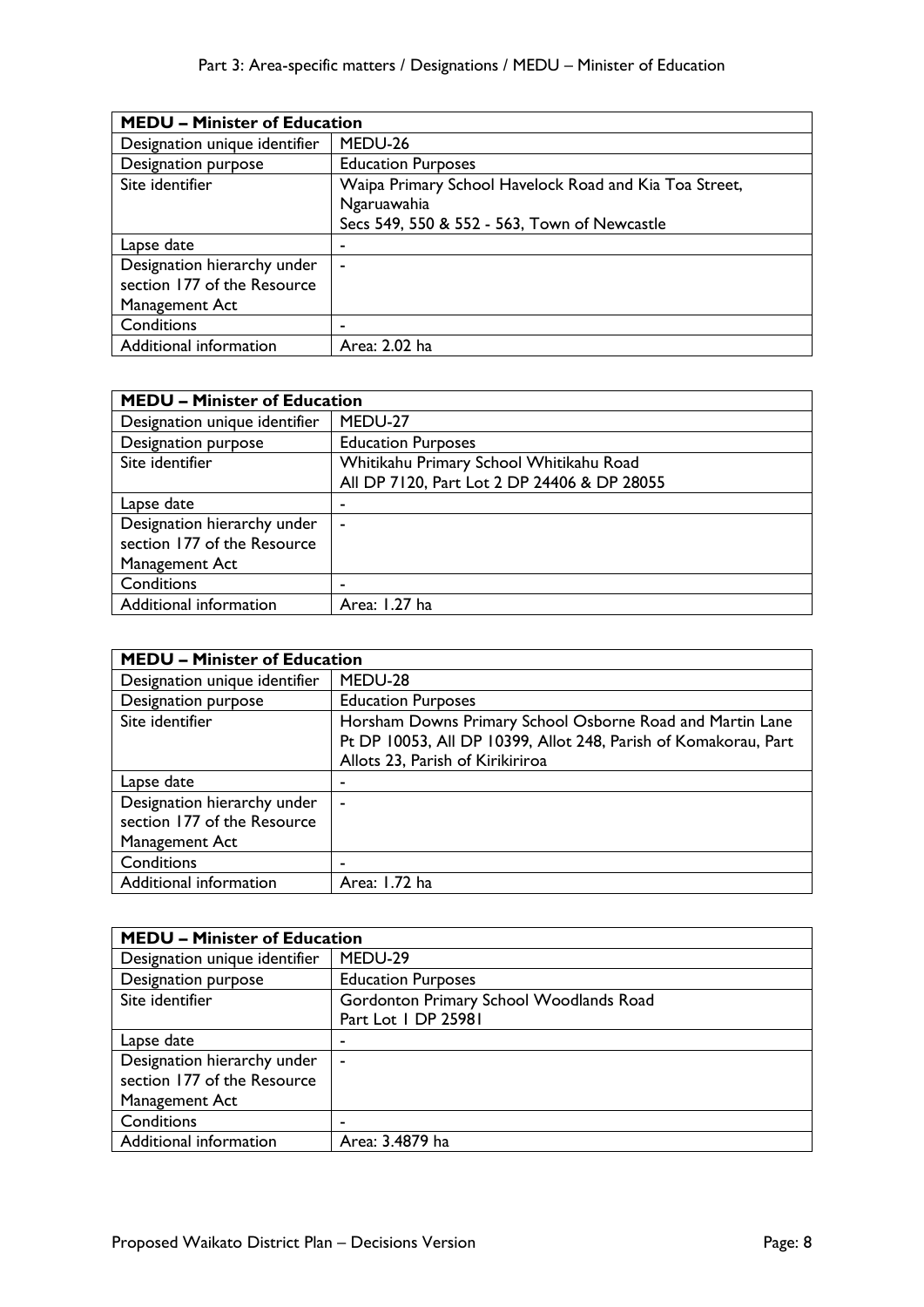| MEDU – Minister of Education | |
|---|---|
| Designation unique identifier | MEDU-26 |
| Designation purpose | Education Purposes |
| Site identifier | Waipa Primary School Havelock Road and Kia Toa Street, Ngaruawahia<br>Secs 549, 550 & 552 - 563, Town of Newcastle |
| Lapse date | - |
| Designation hierarchy under section 177 of the Resource Management Act | - |
| Conditions | - |
| Additional information | Area: 2.02 ha |

| MEDU – Minister of Education | |
|---|---|
| Designation unique identifier | MEDU-27 |
| Designation purpose | Education Purposes |
| Site identifier | Whitikahu Primary School Whitikahu Road<br>All DP 7120, Part Lot 2 DP 24406 & DP 28055 |
| Lapse date | - |
| Designation hierarchy under section 177 of the Resource Management Act | - |
| Conditions | - |
| Additional information | Area: 1.27 ha |

| MEDU – Minister of Education | |
|---|---|
| Designation unique identifier | MEDU-28 |
| Designation purpose | Education Purposes |
| Site identifier | Horsham Downs Primary School Osborne Road and Martin Lane<br>Pt DP 10053, All DP 10399, Allot 248, Parish of Komakorau, Part Allots 23, Parish of Kirikiriroa |
| Lapse date | - |
| Designation hierarchy under section 177 of the Resource Management Act | - |
| Conditions | - |
| Additional information | Area: 1.72 ha |

| MEDU – Minister of Education | |
|---|---|
| Designation unique identifier | MEDU-29 |
| Designation purpose | Education Purposes |
| Site identifier | Gordonton Primary School Woodlands Road<br>Part Lot 1 DP 25981 |
| Lapse date | - |
| Designation hierarchy under section 177 of the Resource Management Act | - |
| Conditions | - |
| Additional information | Area: 3.4879 ha |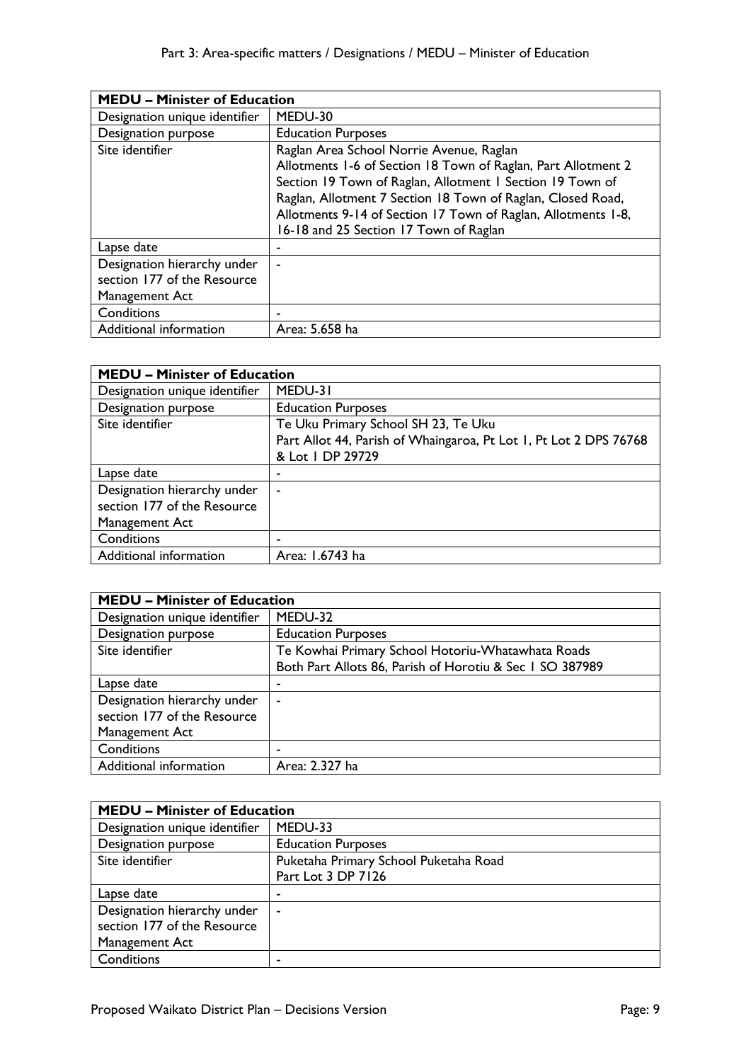| MEDU – Minister of Education | |
|---|---|
| Designation unique identifier | MEDU-30 |
| Designation purpose | Education Purposes |
| Site identifier | Raglan Area School Norrie Avenue, Raglan<br>Allotments 1-6 of Section 18 Town of Raglan, Part Allotment 2 Section 19 Town of Raglan, Allotment 1 Section 19 Town of Raglan, Allotment 7 Section 18 Town of Raglan, Closed Road, Allotments 9-14 of Section 17 Town of Raglan, Allotments 1-8, 16-18 and 25 Section 17 Town of Raglan |
| Lapse date | - |
| Designation hierarchy under section 177 of the Resource Management Act | - |
| Conditions | - |
| Additional information | Area: 5.658 ha |

| MEDU – Minister of Education | |
|---|---|
| Designation unique identifier | MEDU-31 |
| Designation purpose | Education Purposes |
| Site identifier | Te Uku Primary School SH 23, Te Uku<br>Part Allot 44, Parish of Whaingaroa, Pt Lot 1, Pt Lot 2 DPS 76768 & Lot 1 DP 29729 |
| Lapse date | - |
| Designation hierarchy under section 177 of the Resource Management Act | - |
| Conditions | - |
| Additional information | Area: 1.6743 ha |

| MEDU – Minister of Education | |
|---|---|
| Designation unique identifier | MEDU-32 |
| Designation purpose | Education Purposes |
| Site identifier | Te Kowhai Primary School Hotoriu-Whatawhata Roads<br>Both Part Allots 86, Parish of Horotiu & Sec 1 SO 387989 |
| Lapse date | - |
| Designation hierarchy under section 177 of the Resource Management Act | - |
| Conditions | - |
| Additional information | Area: 2.327 ha |

| MEDU – Minister of Education | |
|---|---|
| Designation unique identifier | MEDU-33 |
| Designation purpose | Education Purposes |
| Site identifier | Puketaha Primary School Puketaha Road<br>Part Lot 3 DP 7126 |
| Lapse date | - |
| Designation hierarchy under section 177 of the Resource Management Act | - |
| Conditions | - |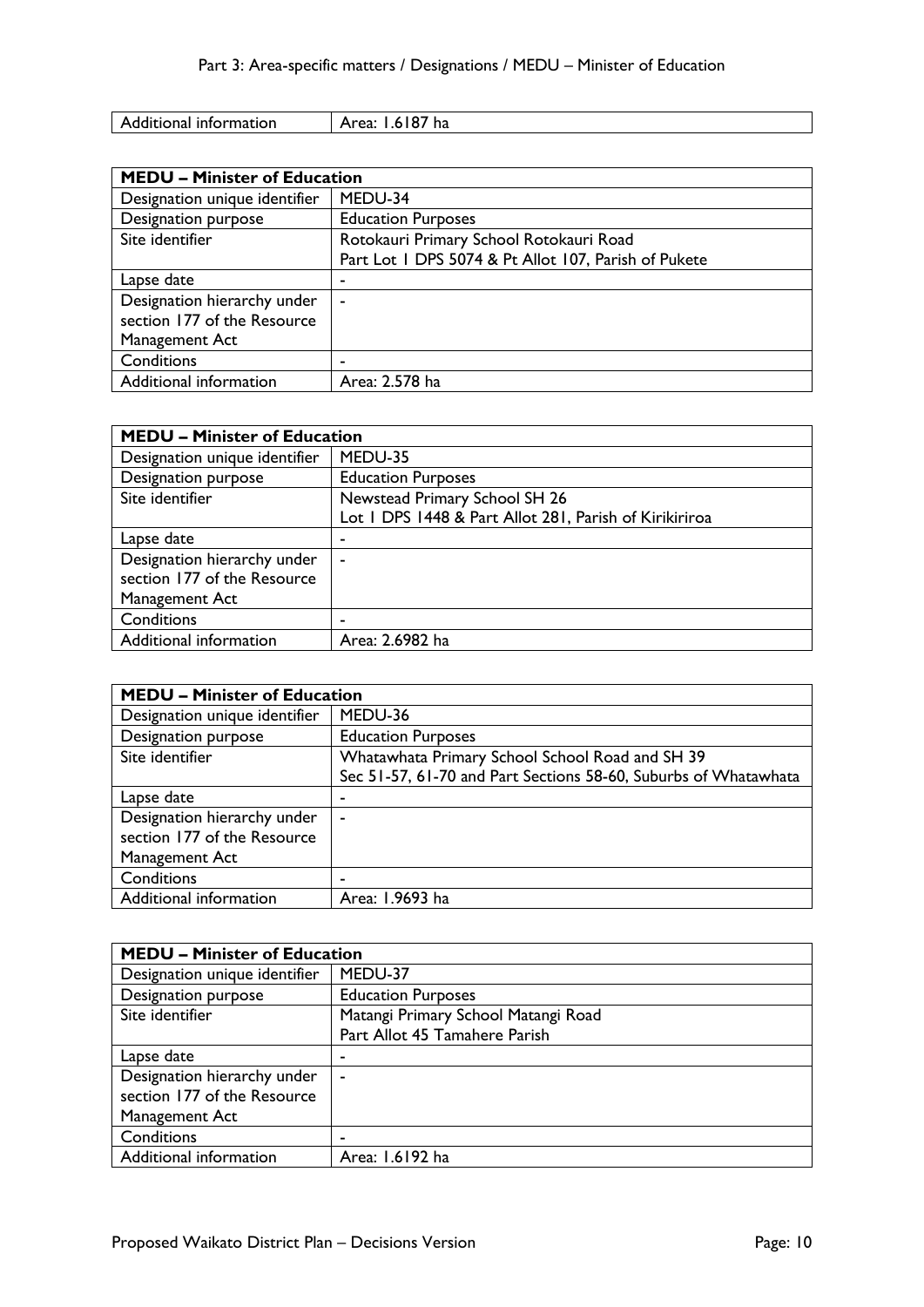| Additional information | Area: 1.6187 ha |
|---|---|

| MEDU – Minister of Education | |
|---|---|
| Designation unique identifier | MEDU-34 |
| Designation purpose | Education Purposes |
| Site identifier | Rotokauri Primary School Rotokauri Road<br>Part Lot 1 DPS 5074 & Pt Allot 107, Parish of Pukete |
| Lapse date | - |
| Designation hierarchy under section 177 of the Resource Management Act | - |
| Conditions | - |
| Additional information | Area: 2.578 ha |

| MEDU – Minister of Education | |
|---|---|
| Designation unique identifier | MEDU-35 |
| Designation purpose | Education Purposes |
| Site identifier | Newstead Primary School SH 26<br>Lot 1 DPS 1448 & Part Allot 281, Parish of Kirikiriroa |
| Lapse date | - |
| Designation hierarchy under section 177 of the Resource Management Act | - |
| Conditions | - |
| Additional information | Area: 2.6982 ha |

| MEDU – Minister of Education | |
|---|---|
| Designation unique identifier | MEDU-36 |
| Designation purpose | Education Purposes |
| Site identifier | Whatawhata Primary School School Road and SH 39<br>Sec 51-57, 61-70 and Part Sections 58-60, Suburbs of Whatawhata |
| Lapse date | - |
| Designation hierarchy under section 177 of the Resource Management Act | - |
| Conditions | - |
| Additional information | Area: 1.9693 ha |

| MEDU – Minister of Education | |
|---|---|
| Designation unique identifier | MEDU-37 |
| Designation purpose | Education Purposes |
| Site identifier | Matangi Primary School Matangi Road<br>Part Allot 45 Tamahere Parish |
| Lapse date | - |
| Designation hierarchy under section 177 of the Resource Management Act | - |
| Conditions | - |
| Additional information | Area: 1.6192 ha |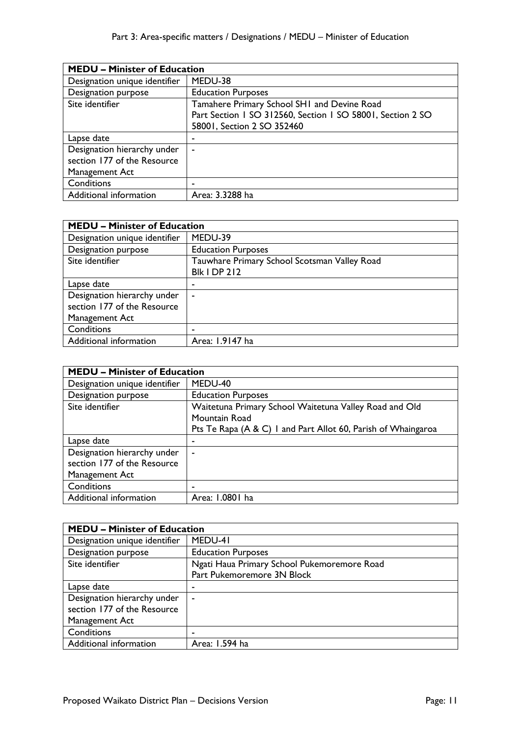| MEDU – Minister of Education | |
|---|---|
| Designation unique identifier | MEDU-38 |
| Designation purpose | Education Purposes |
| Site identifier | Tamahere Primary School SH1 and Devine Road<br>Part Section 1 SO 312560, Section 1 SO 58001, Section 2 SO 58001, Section 2 SO 352460 |
| Lapse date | - |
| Designation hierarchy under section 177 of the Resource Management Act | - |
| Conditions | - |
| Additional information | Area: 3.3288 ha |

| MEDU – Minister of Education | |
|---|---|
| Designation unique identifier | MEDU-39 |
| Designation purpose | Education Purposes |
| Site identifier | Tauwhare Primary School Scotsman Valley Road<br>Blk I DP 212 |
| Lapse date | - |
| Designation hierarchy under section 177 of the Resource Management Act | - |
| Conditions | - |
| Additional information | Area: 1.9147 ha |

| MEDU – Minister of Education | |
|---|---|
| Designation unique identifier | MEDU-40 |
| Designation purpose | Education Purposes |
| Site identifier | Waitetuna Primary School Waitetuna Valley Road and Old Mountain Road<br>Pts Te Rapa (A & C) 1 and Part Allot 60, Parish of Whaingaroa |
| Lapse date | - |
| Designation hierarchy under section 177 of the Resource Management Act | - |
| Conditions | - |
| Additional information | Area: 1.0801 ha |

| MEDU – Minister of Education | |
|---|---|
| Designation unique identifier | MEDU-41 |
| Designation purpose | Education Purposes |
| Site identifier | Ngati Haua Primary School Pukemoremore Road<br>Part Pukemoremore 3N Block |
| Lapse date | - |
| Designation hierarchy under section 177 of the Resource Management Act | - |
| Conditions | - |
| Additional information | Area: 1.594 ha |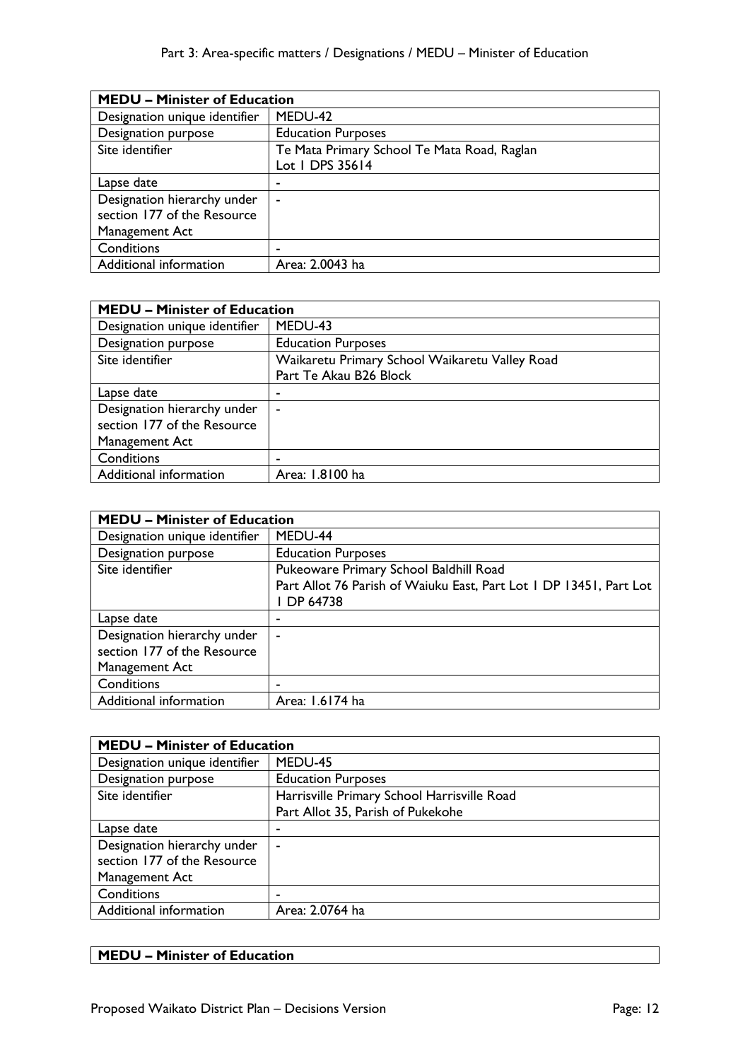| MEDU – Minister of Education | |
|---|---|
| Designation unique identifier | MEDU-42 |
| Designation purpose | Education Purposes |
| Site identifier | Te Mata Primary School Te Mata Road, Raglan<br>Lot 1 DPS 35614 |
| Lapse date | - |
| Designation hierarchy under section 177 of the Resource Management Act | - |
| Conditions | - |
| Additional information | Area: 2.0043 ha |

| MEDU – Minister of Education | |
|---|---|
| Designation unique identifier | MEDU-43 |
| Designation purpose | Education Purposes |
| Site identifier | Waikaretu Primary School Waikaretu Valley Road<br>Part Te Akau B26 Block |
| Lapse date | - |
| Designation hierarchy under section 177 of the Resource Management Act | - |
| Conditions | - |
| Additional information | Area: 1.8100 ha |

| MEDU – Minister of Education | |
|---|---|
| Designation unique identifier | MEDU-44 |
| Designation purpose | Education Purposes |
| Site identifier | Pukeoware Primary School Baldhill Road<br>Part Allot 76 Parish of Waiuku East, Part Lot 1 DP 13451, Part Lot 1 DP 64738 |
| Lapse date | - |
| Designation hierarchy under section 177 of the Resource Management Act | - |
| Conditions | - |
| Additional information | Area: 1.6174 ha |

| MEDU – Minister of Education | |
|---|---|
| Designation unique identifier | MEDU-45 |
| Designation purpose | Education Purposes |
| Site identifier | Harrisville Primary School Harrisville Road<br>Part Allot 35, Parish of Pukekohe |
| Lapse date | - |
| Designation hierarchy under section 177 of the Resource Management Act | - |
| Conditions | - |
| Additional information | Area: 2.0764 ha |

| MEDU – Minister of Education |
|---|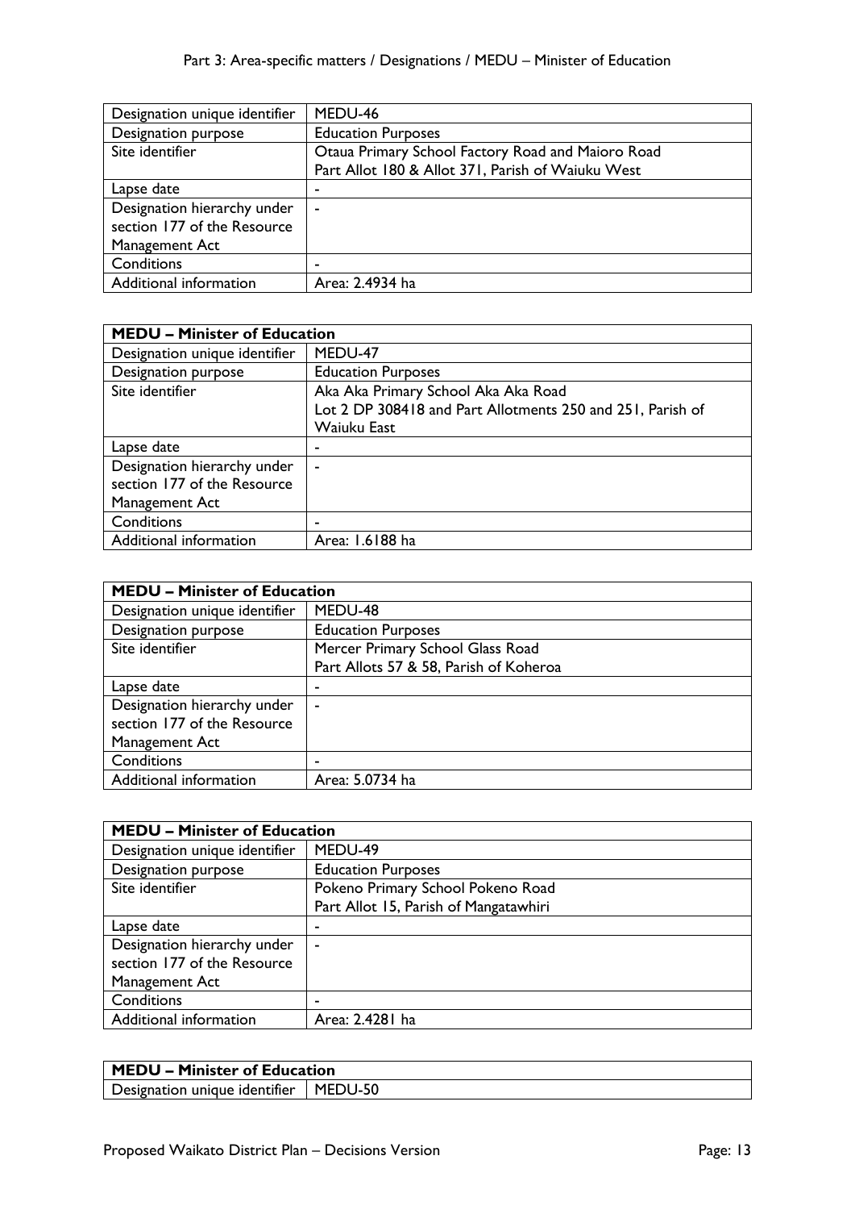| Designation unique identifier | MEDU-46 |
|---|---|
| Designation purpose | Education Purposes |
| Site identifier | Otaua Primary School Factory Road and Maioro Road<br>Part Allot 180 & Allot 371, Parish of Waiuku West |
| Lapse date | - |
| Designation hierarchy under section 177 of the Resource Management Act | - |
| Conditions | - |
| Additional information | Area: 2.4934 ha |

| **MEDU – Minister of Education** | |
|---|---|
| Designation unique identifier | MEDU-47 |
| Designation purpose | Education Purposes |
| Site identifier | Aka Aka Primary School Aka Aka Road<br>Lot 2 DP 308418 and Part Allotments 250 and 251, Parish of Waiuku East |
| Lapse date | - |
| Designation hierarchy under section 177 of the Resource Management Act | - |
| Conditions | - |
| Additional information | Area: 1.6188 ha |

| **MEDU – Minister of Education** | |
|---|---|
| Designation unique identifier | MEDU-48 |
| Designation purpose | Education Purposes |
| Site identifier | Mercer Primary School Glass Road<br>Part Allots 57 & 58, Parish of Koheroa |
| Lapse date | - |
| Designation hierarchy under section 177 of the Resource Management Act | - |
| Conditions | - |
| Additional information | Area: 5.0734 ha |

| **MEDU – Minister of Education** | |
|---|---|
| Designation unique identifier | MEDU-49 |
| Designation purpose | Education Purposes |
| Site identifier | Pokeno Primary School Pokeno Road<br>Part Allot 15, Parish of Mangatawhiri |
| Lapse date | - |
| Designation hierarchy under section 177 of the Resource Management Act | - |
| Conditions | - |
| Additional information | Area: 2.4281 ha |

| **MEDU – Minister of Education** | |
|---|---|
| Designation unique identifier | MEDU-50 |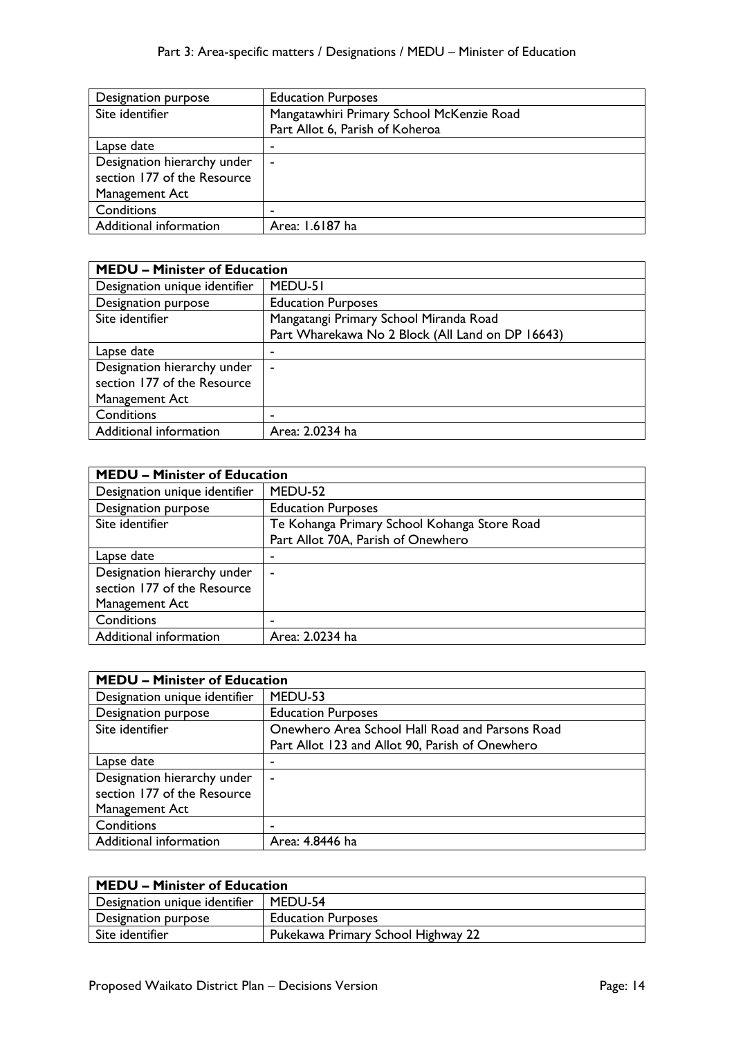| Designation purpose | Education Purposes |
|---|---|
| Site identifier | Mangatawhiri Primary School McKenzie Road<br>Part Allot 6, Parish of Koheroa |
| Lapse date | - |
| Designation hierarchy under section 177 of the Resource Management Act | - |
| Conditions | - |
| Additional information | Area: 1.6187 ha |

| **MEDU – Minister of Education** | |
|---|---|
| Designation unique identifier | MEDU-51 |
| Designation purpose | Education Purposes |
| Site identifier | Mangatangi Primary School Miranda Road<br>Part Wharekawa No 2 Block (All Land on DP 16643) |
| Lapse date | - |
| Designation hierarchy under section 177 of the Resource Management Act | - |
| Conditions | - |
| Additional information | Area: 2.0234 ha |

| **MEDU – Minister of Education** | |
|---|---|
| Designation unique identifier | MEDU-52 |
| Designation purpose | Education Purposes |
| Site identifier | Te Kohanga Primary School Kohanga Store Road<br>Part Allot 70A, Parish of Onewhero |
| Lapse date | - |
| Designation hierarchy under section 177 of the Resource Management Act | - |
| Conditions | - |
| Additional information | Area: 2.0234 ha |

| **MEDU – Minister of Education** | |
|---|---|
| Designation unique identifier | MEDU-53 |
| Designation purpose | Education Purposes |
| Site identifier | Onewhero Area School Hall Road and Parsons Road<br>Part Allot 123 and Allot 90, Parish of Onewhero |
| Lapse date | - |
| Designation hierarchy under section 177 of the Resource Management Act | - |
| Conditions | - |
| Additional information | Area: 4.8446 ha |

| **MEDU – Minister of Education** | |
|---|---|
| Designation unique identifier | MEDU-54 |
| Designation purpose | Education Purposes |
| Site identifier | Pukekawa Primary School Highway 22 |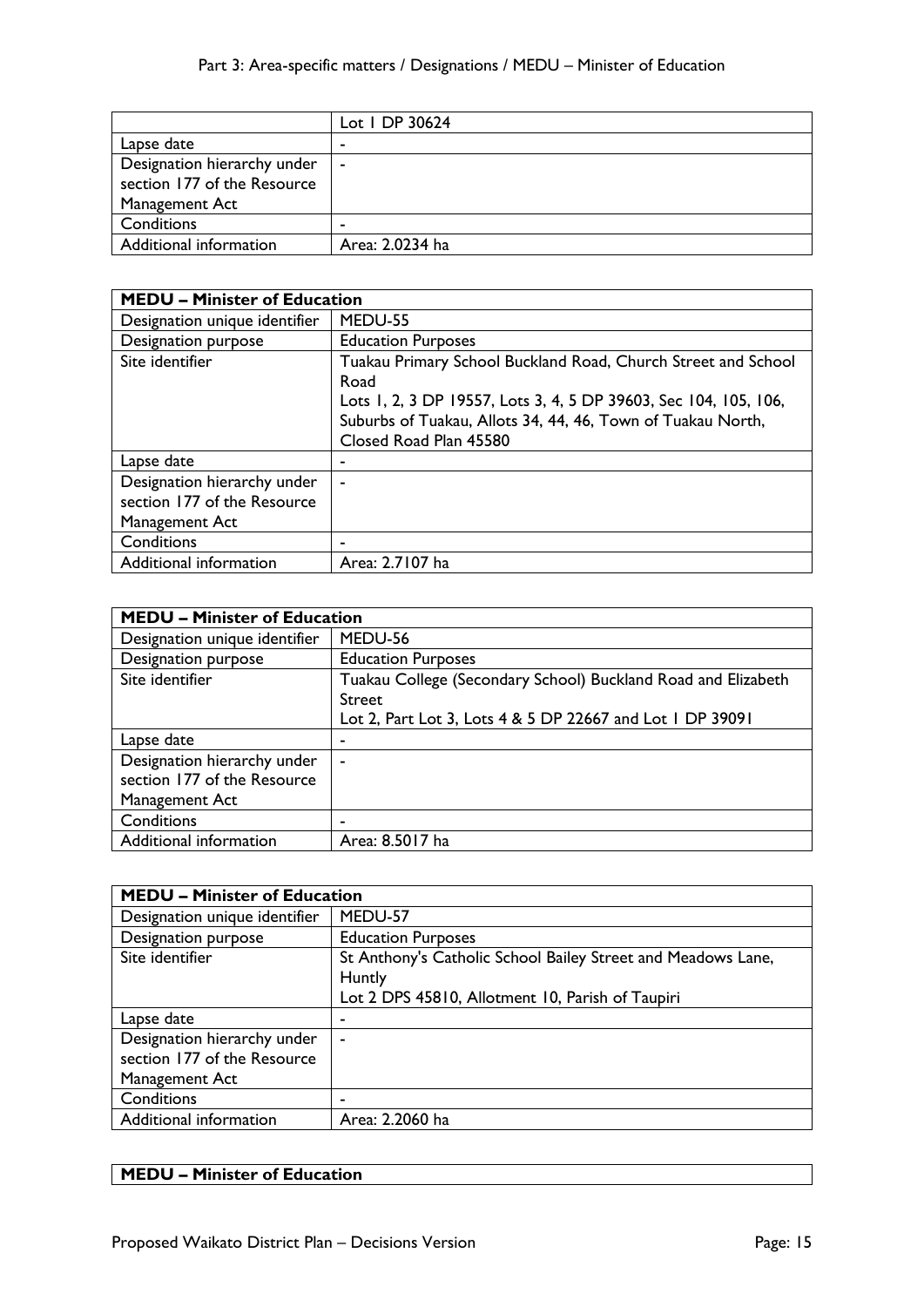| | Lot 1 DP 30624 |
|---|---|
| Lapse date | - |
| Designation hierarchy under section 177 of the Resource Management Act | - |
| Conditions | - |
| Additional information | Area: 2.0234 ha |

| **MEDU – Minister of Education** | |
|---|---|
| Designation unique identifier | MEDU-55 |
| Designation purpose | Education Purposes |
| Site identifier | Tuakau Primary School Buckland Road, Church Street and School Road<br>Lots 1, 2, 3 DP 19557, Lots 3, 4, 5 DP 39603, Sec 104, 105, 106, Suburbs of Tuakau, Allots 34, 44, 46, Town of Tuakau North, Closed Road Plan 45580 |
| Lapse date | - |
| Designation hierarchy under section 177 of the Resource Management Act | - |
| Conditions | - |
| Additional information | Area: 2.7107 ha |

| **MEDU – Minister of Education** | |
|---|---|
| Designation unique identifier | MEDU-56 |
| Designation purpose | Education Purposes |
| Site identifier | Tuakau College (Secondary School) Buckland Road and Elizabeth Street<br>Lot 2, Part Lot 3, Lots 4 & 5 DP 22667 and Lot 1 DP 39091 |
| Lapse date | - |
| Designation hierarchy under section 177 of the Resource Management Act | - |
| Conditions | - |
| Additional information | Area: 8.5017 ha |

| **MEDU – Minister of Education** | |
|---|---|
| Designation unique identifier | MEDU-57 |
| Designation purpose | Education Purposes |
| Site identifier | St Anthony's Catholic School Bailey Street and Meadows Lane, Huntly<br>Lot 2 DPS 45810, Allotment 10, Parish of Taupiri |
| Lapse date | - |
| Designation hierarchy under section 177 of the Resource Management Act | - |
| Conditions | - |
| Additional information | Area: 2.2060 ha |

| **MEDU – Minister of Education** | |
|---|---|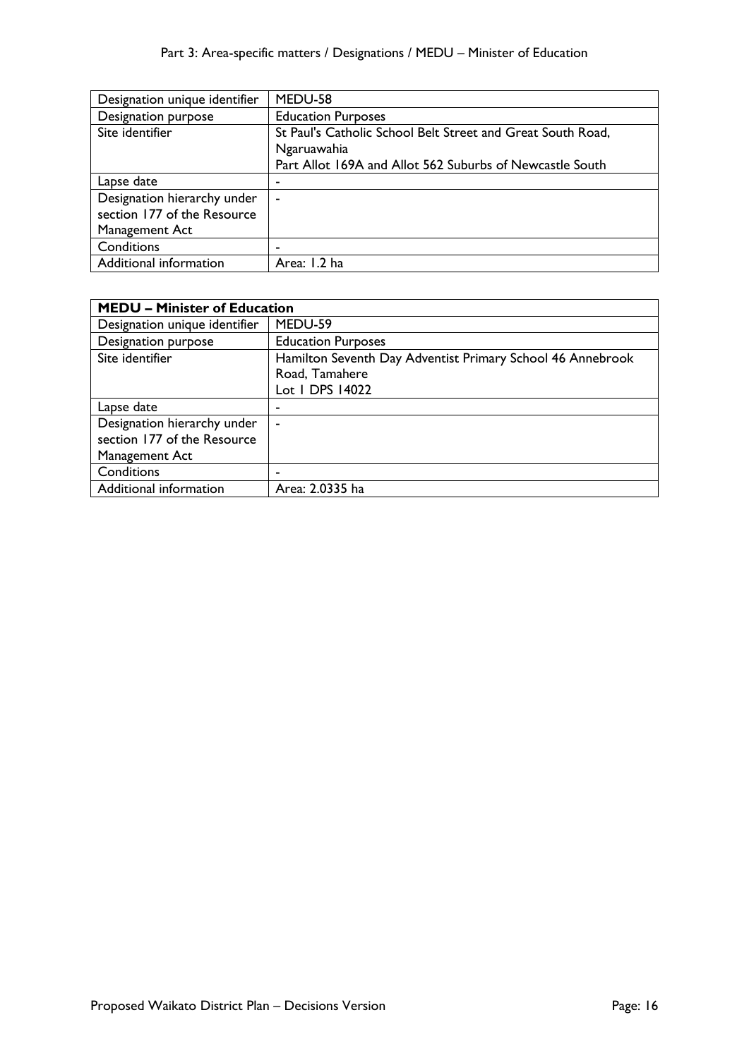| | |
|---|---|
| Designation unique identifier | MEDU-58 |
| Designation purpose | Education Purposes |
| Site identifier | St Paul's Catholic School Belt Street and Great South Road, Ngaruawahia<br>Part Allot 169A and Allot 562 Suburbs of Newcastle South |
| Lapse date | - |
| Designation hierarchy under section 177 of the Resource Management Act | - |
| Conditions | - |
| Additional information | Area: 1.2 ha |

| **MEDU – Minister of Education** | |
|---|---|
| Designation unique identifier | MEDU-59 |
| Designation purpose | Education Purposes |
| Site identifier | Hamilton Seventh Day Adventist Primary School 46 Annebrook Road, Tamahere<br>Lot 1 DPS 14022 |
| Lapse date | - |
| Designation hierarchy under section 177 of the Resource Management Act | - |
| Conditions | - |
| Additional information | Area: 2.0335 ha |